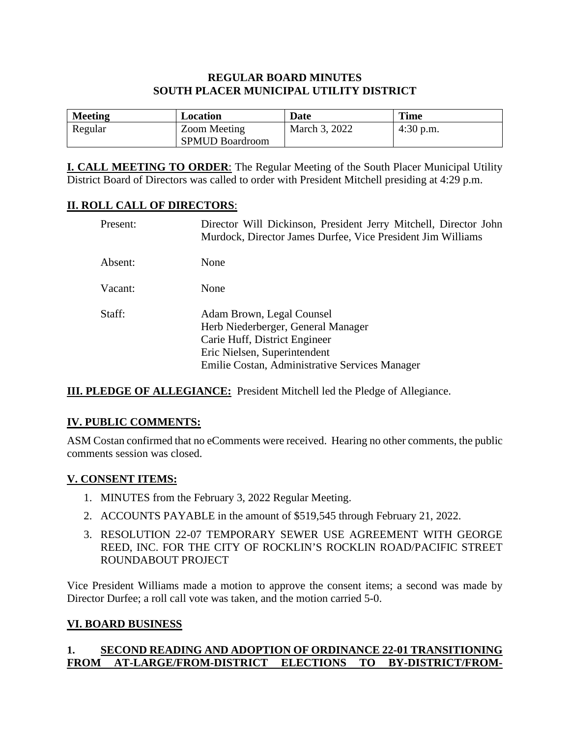# REGULAR BOARD MINUTES
# SOUTH PLACER MUNICIPAL UTILITY DISTRICT

| Meeting | Location | Date | Time |
|---|---|---|---|
| Regular | Zoom Meeting<br>SPMUD Boardroom | March 3, 2022 | 4:30 p.m. |

**I. CALL MEETING TO ORDER**: The Regular Meeting of the South Placer Municipal Utility District Board of Directors was called to order with President Mitchell presiding at 4:29 p.m.

**II. ROLL CALL OF DIRECTORS**:

Present: Director Will Dickinson, President Jerry Mitchell, Director John Murdock, Director James Durfee, Vice President Jim Williams

Absent: None

Vacant: None

Staff: Adam Brown, Legal Counsel
Herb Niederberger, General Manager
Carie Huff, District Engineer
Eric Nielsen, Superintendent
Emilie Costan, Administrative Services Manager

**III. PLEDGE OF ALLEGIANCE:** President Mitchell led the Pledge of Allegiance.

**IV. PUBLIC COMMENTS:**

ASM Costan confirmed that no eComments were received. Hearing no other comments, the public comments session was closed.

**V. CONSENT ITEMS:**

1. MINUTES from the February 3, 2022 Regular Meeting.
2. ACCOUNTS PAYABLE in the amount of $519,545 through February 21, 2022.
3. RESOLUTION 22-07 TEMPORARY SEWER USE AGREEMENT WITH GEORGE REED, INC. FOR THE CITY OF ROCKLIN'S ROCKLIN ROAD/PACIFIC STREET ROUNDABOUT PROJECT

Vice President Williams made a motion to approve the consent items; a second was made by Director Durfee; a roll call vote was taken, and the motion carried 5-0.

**VI. BOARD BUSINESS**

**1. SECOND READING AND ADOPTION OF ORDINANCE 22-01 TRANSITIONING FROM AT-LARGE/FROM-DISTRICT ELECTIONS TO BY-DISTRICT/FROM-**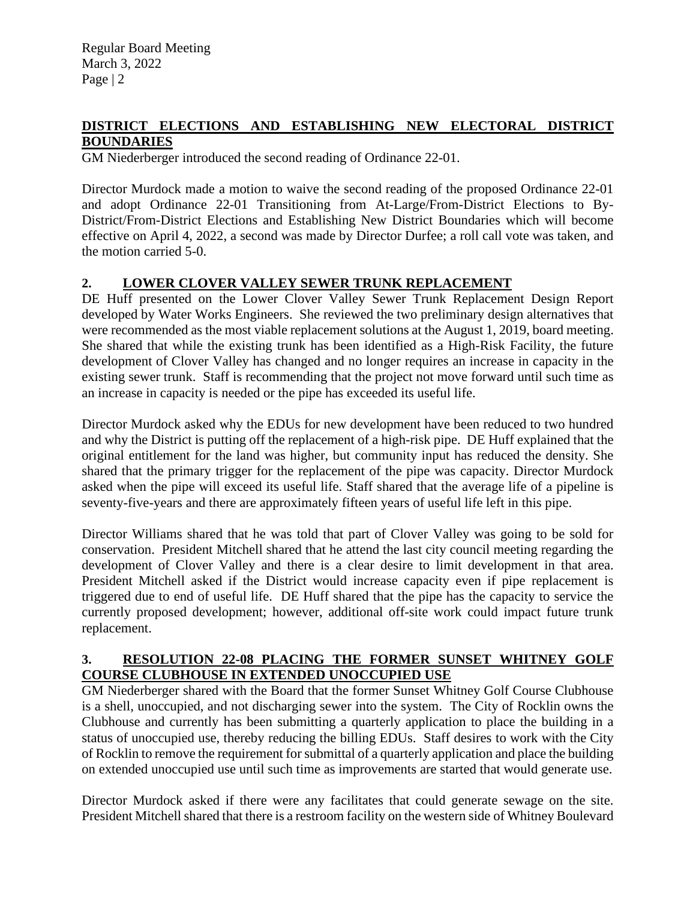## DISTRICT ELECTIONS AND ESTABLISHING NEW ELECTORAL DISTRICT BOUNDARIES

GM Niederberger introduced the second reading of Ordinance 22-01.

Director Murdock made a motion to waive the second reading of the proposed Ordinance 22-01 and adopt Ordinance 22-01 Transitioning from At-Large/From-District Elections to By-District/From-District Elections and Establishing New District Boundaries which will become effective on April 4, 2022, a second was made by Director Durfee; a roll call vote was taken, and the motion carried 5-0.

## 2. LOWER CLOVER VALLEY SEWER TRUNK REPLACEMENT

DE Huff presented on the Lower Clover Valley Sewer Trunk Replacement Design Report developed by Water Works Engineers. She reviewed the two preliminary design alternatives that were recommended as the most viable replacement solutions at the August 1, 2019, board meeting. She shared that while the existing trunk has been identified as a High-Risk Facility, the future development of Clover Valley has changed and no longer requires an increase in capacity in the existing sewer trunk. Staff is recommending that the project not move forward until such time as an increase in capacity is needed or the pipe has exceeded its useful life.

Director Murdock asked why the EDUs for new development have been reduced to two hundred and why the District is putting off the replacement of a high-risk pipe. DE Huff explained that the original entitlement for the land was higher, but community input has reduced the density. She shared that the primary trigger for the replacement of the pipe was capacity. Director Murdock asked when the pipe will exceed its useful life. Staff shared that the average life of a pipeline is seventy-five-years and there are approximately fifteen years of useful life left in this pipe.

Director Williams shared that he was told that part of Clover Valley was going to be sold for conservation. President Mitchell shared that he attend the last city council meeting regarding the development of Clover Valley and there is a clear desire to limit development in that area. President Mitchell asked if the District would increase capacity even if pipe replacement is triggered due to end of useful life. DE Huff shared that the pipe has the capacity to service the currently proposed development; however, additional off-site work could impact future trunk replacement.

## 3. RESOLUTION 22-08 PLACING THE FORMER SUNSET WHITNEY GOLF COURSE CLUBHOUSE IN EXTENDED UNOCCUPIED USE

GM Niederberger shared with the Board that the former Sunset Whitney Golf Course Clubhouse is a shell, unoccupied, and not discharging sewer into the system. The City of Rocklin owns the Clubhouse and currently has been submitting a quarterly application to place the building in a status of unoccupied use, thereby reducing the billing EDUs. Staff desires to work with the City of Rocklin to remove the requirement for submittal of a quarterly application and place the building on extended unoccupied use until such time as improvements are started that would generate use.

Director Murdock asked if there were any facilitates that could generate sewage on the site. President Mitchell shared that there is a restroom facility on the western side of Whitney Boulevard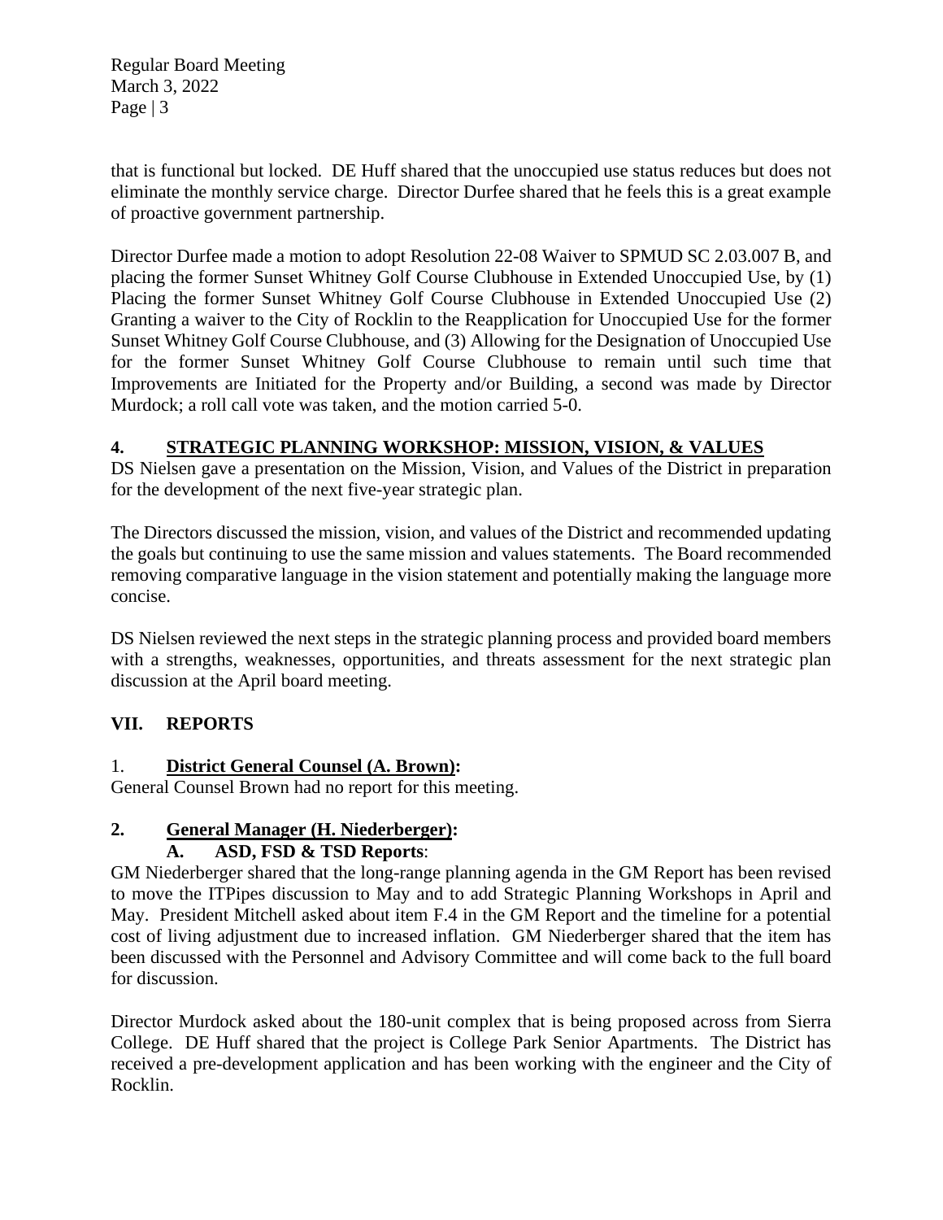that is functional but locked. DE Huff shared that the unoccupied use status reduces but does not eliminate the monthly service charge. Director Durfee shared that he feels this is a great example of proactive government partnership.

Director Durfee made a motion to adopt Resolution 22-08 Waiver to SPMUD SC 2.03.007 B, and placing the former Sunset Whitney Golf Course Clubhouse in Extended Unoccupied Use, by (1) Placing the former Sunset Whitney Golf Course Clubhouse in Extended Unoccupied Use (2) Granting a waiver to the City of Rocklin to the Reapplication for Unoccupied Use for the former Sunset Whitney Golf Course Clubhouse, and (3) Allowing for the Designation of Unoccupied Use for the former Sunset Whitney Golf Course Clubhouse to remain until such time that Improvements are Initiated for the Property and/or Building, a second was made by Director Murdock; a roll call vote was taken, and the motion carried 5-0.

**4. STRATEGIC PLANNING WORKSHOP: MISSION, VISION, & VALUES**

DS Nielsen gave a presentation on the Mission, Vision, and Values of the District in preparation for the development of the next five-year strategic plan.

The Directors discussed the mission, vision, and values of the District and recommended updating the goals but continuing to use the same mission and values statements. The Board recommended removing comparative language in the vision statement and potentially making the language more concise.

DS Nielsen reviewed the next steps in the strategic planning process and provided board members with a strengths, weaknesses, opportunities, and threats assessment for the next strategic plan discussion at the April board meeting.

## VII. REPORTS

**1. District General Counsel (A. Brown):**

General Counsel Brown had no report for this meeting.

**2. General Manager (H. Niederberger):**

**A. ASD, FSD & TSD Reports:**

GM Niederberger shared that the long-range planning agenda in the GM Report has been revised to move the ITPipes discussion to May and to add Strategic Planning Workshops in April and May. President Mitchell asked about item F.4 in the GM Report and the timeline for a potential cost of living adjustment due to increased inflation. GM Niederberger shared that the item has been discussed with the Personnel and Advisory Committee and will come back to the full board for discussion.

Director Murdock asked about the 180-unit complex that is being proposed across from Sierra College. DE Huff shared that the project is College Park Senior Apartments. The District has received a pre-development application and has been working with the engineer and the City of Rocklin.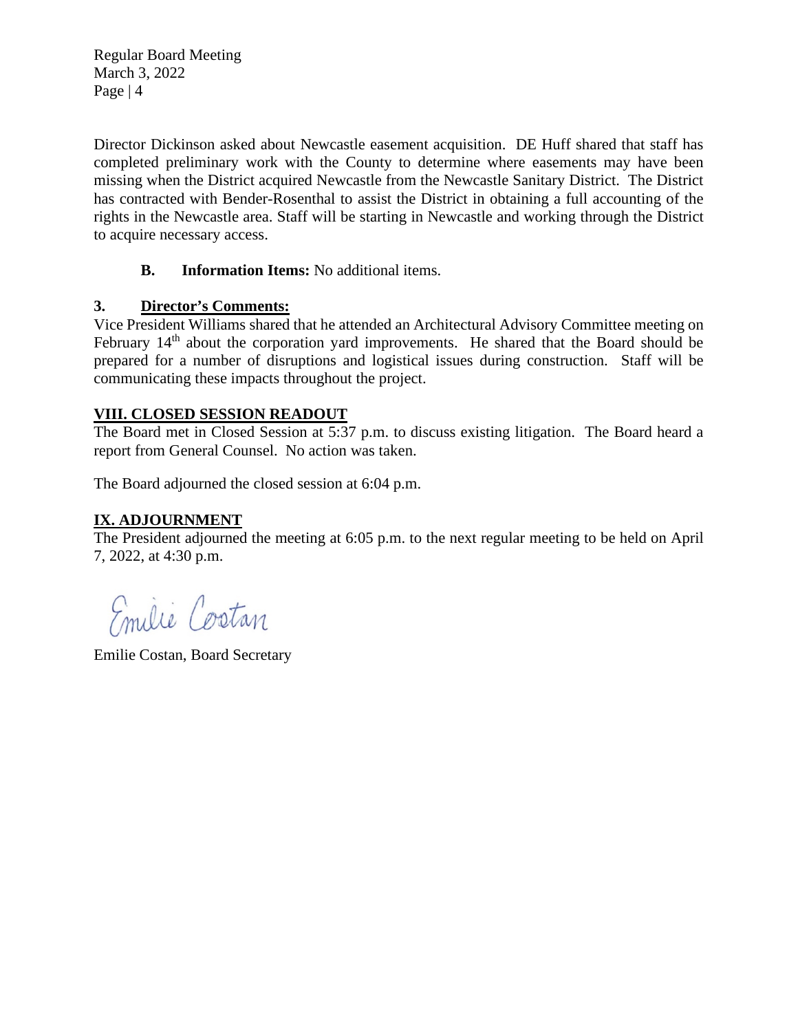Director Dickinson asked about Newcastle easement acquisition. DE Huff shared that staff has completed preliminary work with the County to determine where easements may have been missing when the District acquired Newcastle from the Newcastle Sanitary District. The District has contracted with Bender-Rosenthal to assist the District in obtaining a full accounting of the rights in the Newcastle area. Staff will be starting in Newcastle and working through the District to acquire necessary access.

**B. Information Items:** No additional items.

### 3. Director's Comments:

Vice President Williams shared that he attended an Architectural Advisory Committee meeting on February 14th about the corporation yard improvements. He shared that the Board should be prepared for a number of disruptions and logistical issues during construction. Staff will be communicating these impacts throughout the project.

## VIII. CLOSED SESSION READOUT

The Board met in Closed Session at 5:37 p.m. to discuss existing litigation. The Board heard a report from General Counsel. No action was taken.

The Board adjourned the closed session at 6:04 p.m.

## IX. ADJOURNMENT

The President adjourned the meeting at 6:05 p.m. to the next regular meeting to be held on April 7, 2022, at 4:30 p.m.

Emilie Costan

Emilie Costan, Board Secretary